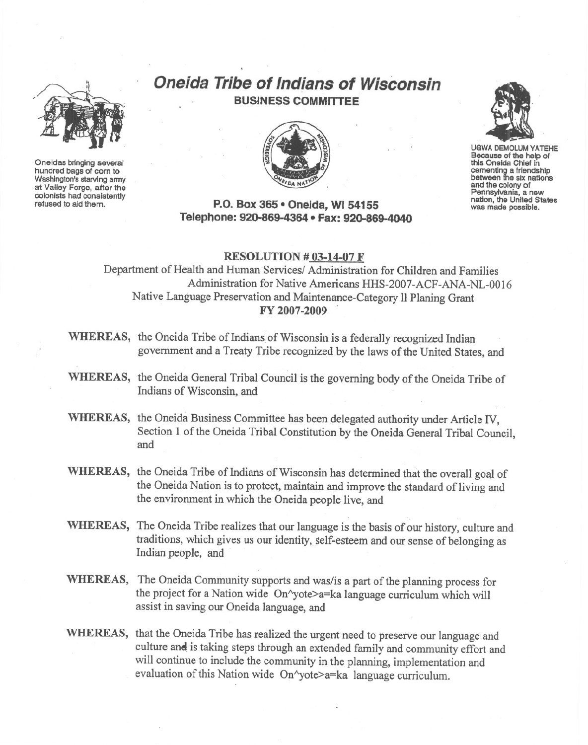Oneidas bringing several hundred bags of corn to Washington's starving army at Valley Forge, after the colonists had consistently refused to aid them.

# Oneida Tribe of Indians of Wisconsin

## BUSINESS COMMITTEE

UGWA DEMOLUM YATEHE
Because of the help of this Oneida Chief in cementing a friendship between the six nations and the colony of Pennsylvania, a new nation, the United States was made possible.

**P.O. Box 365 • Oneida, WI 54155**
**Telephone: 920-869-4364 • Fax: 920-869-4040**

**RESOLUTION # 03-14-07 F**

Department of Health and Human Services/ Administration for Children and Families
Administration for Native Americans HHS-2007-ACF-ANA-NL-0016
Native Language Preservation and Maintenance-Category ll Planing Grant
**FY 2007-2009**

**WHEREAS,** the Oneida Tribe of Indians of Wisconsin is a federally recognized Indian government and a Treaty Tribe recognized by the laws of the United States, and

**WHEREAS,** the Oneida General Tribal Council is the governing body of the Oneida Tribe of Indians of Wisconsin, and

**WHEREAS,** the Oneida Business Committee has been delegated authority under Article IV, Section 1 of the Oneida Tribal Constitution by the Oneida General Tribal Council, and

**WHEREAS,** the Oneida Tribe of Indians of Wisconsin has determined that the overall goal of the Oneida Nation is to protect, maintain and improve the standard of living and the environment in which the Oneida people live, and

**WHEREAS,** The Oneida Tribe realizes that our language is the basis of our history, culture and traditions, which gives us our identity, self-esteem and our sense of belonging as Indian people, and

**WHEREAS,** The Oneida Community supports and was/is a part of the planning process for the project for a Nation wide On^yote>a=ka language curriculum which will assist in saving our Oneida language, and

**WHEREAS,** that the Oneida Tribe has realized the urgent need to preserve our language and culture and is taking steps through an extended family and community effort and will continue to include the community in the planning, implementation and evaluation of this Nation wide On^yote>a=ka language curriculum.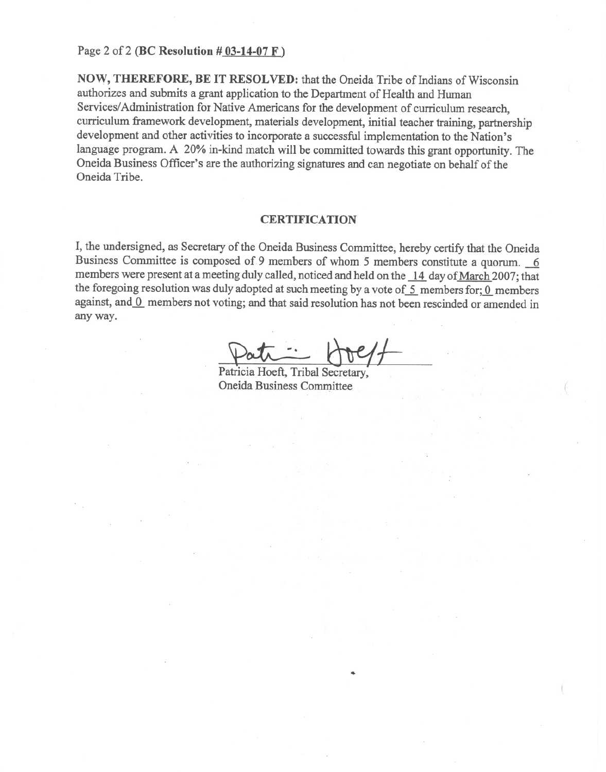Page 2 of 2 (**BC Resolution # 03-14-07 F**)

**NOW, THEREFORE, BE IT RESOLVED:** that the Oneida Tribe of Indians of Wisconsin authorizes and submits a grant application to the Department of Health and Human Services/Administration for Native Americans for the development of curriculum research, curriculum framework development, materials development, initial teacher training, partnership development and other activities to incorporate a successful implementation to the Nation's language program. A 20% in-kind match will be committed towards this grant opportunity. The Oneida Business Officer's are the authorizing signatures and can negotiate on behalf of the Oneida Tribe.

## CERTIFICATION

I, the undersigned, as Secretary of the Oneida Business Committee, hereby certify that the Oneida Business Committee is composed of 9 members of whom 5 members constitute a quorum. 6 members were present at a meeting duly called, noticed and held on the 14 day of March 2007; that the foregoing resolution was duly adopted at such meeting by a vote of 5 members for; 0 members against, and 0 members not voting; and that said resolution has not been rescinded or amended in any way.

Patricia Hoeft, Tribal Secretary,
Oneida Business Committee